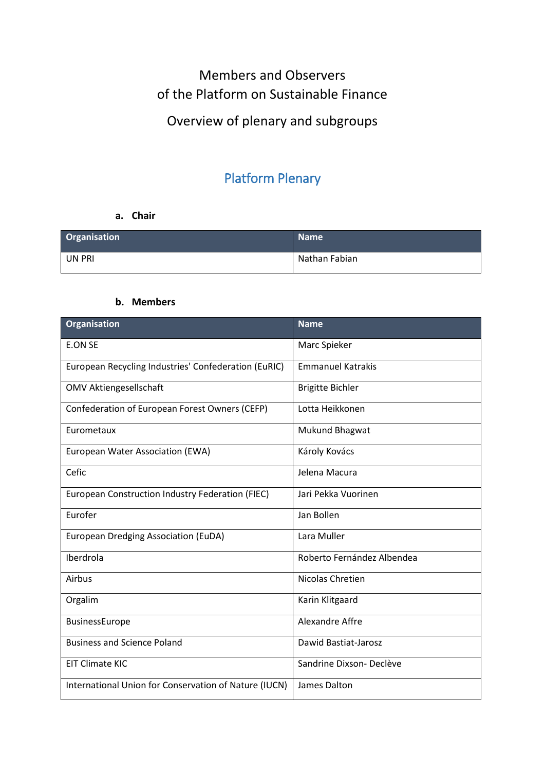# Members and Observers of the Platform on Sustainable Finance

## Overview of plenary and subgroups

## Platform Plenary

### a. Chair

| Organisation | Name |
|---|---|
| UN PRI | Nathan Fabian |

### b. Members

| Organisation | Name |
|---|---|
| E.ON SE | Marc Spieker |
| European Recycling Industries' Confederation (EuRIC) | Emmanuel Katrakis |
| OMV Aktiengesellschaft | Brigitte Bichler |
| Confederation of European Forest Owners (CEFP) | Lotta Heikkonen |
| Eurometaux | Mukund Bhagwat |
| European Water Association (EWA) | Károly Kovács |
| Cefic | Jelena Macura |
| European Construction Industry Federation (FIEC) | Jari Pekka Vuorinen |
| Eurofer | Jan Bollen |
| European Dredging Association (EuDA) | Lara Muller |
| Iberdrola | Roberto Fernández Albendea |
| Airbus | Nicolas Chretien |
| Orgalim | Karin Klitgaard |
| BusinessEurope | Alexandre Affre |
| Business and Science Poland | Dawid Bastiat-Jarosz |
| EIT Climate KIC | Sandrine Dixson- Declève |
| International Union for Conservation of Nature (IUCN) | James Dalton |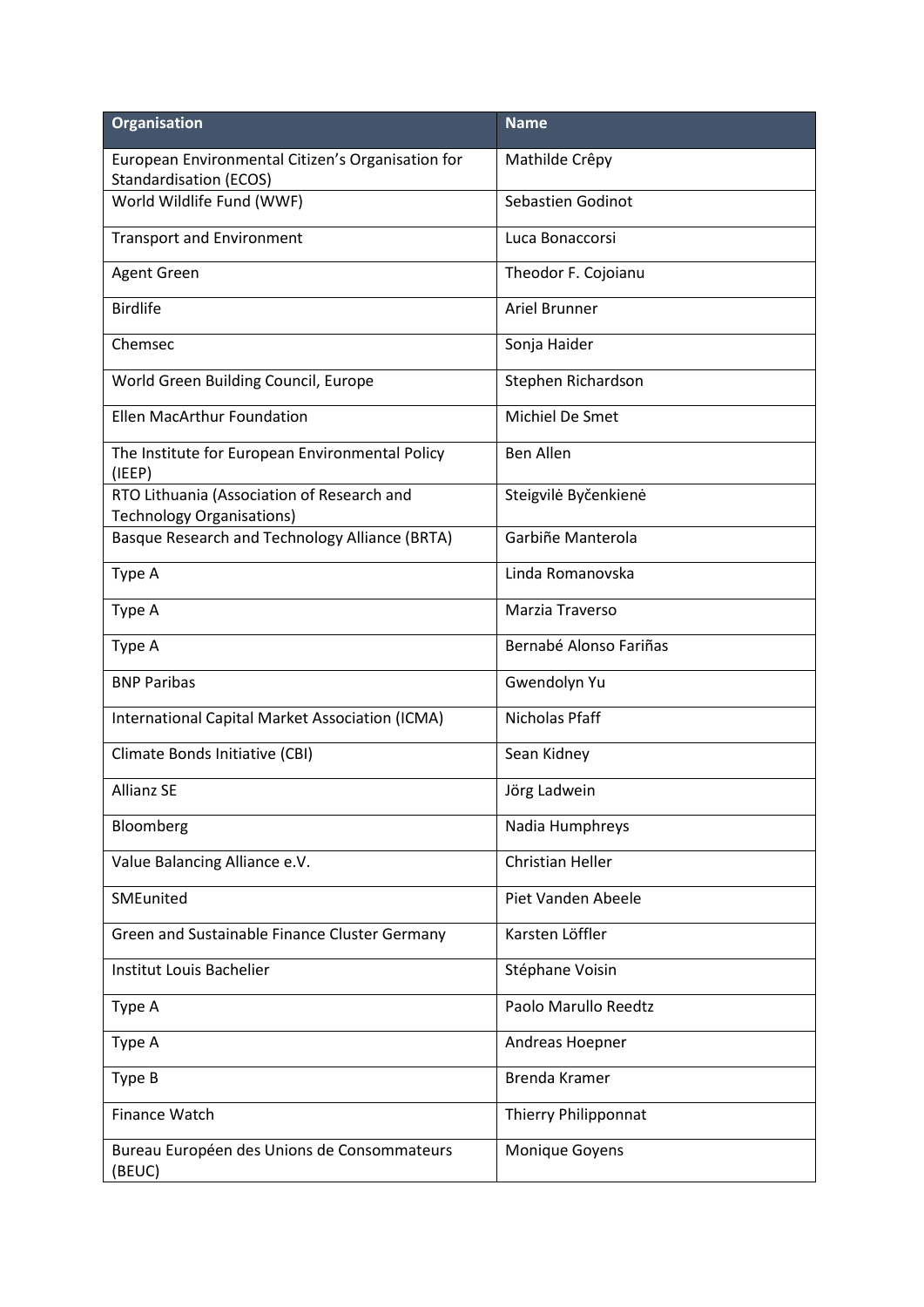| Organisation | Name |
|---|---|
| European Environmental Citizen's Organisation for Standardisation (ECOS) | Mathilde Crêpy |
| World Wildlife Fund (WWF) | Sebastien Godinot |
| Transport and Environment | Luca Bonaccorsi |
| Agent Green | Theodor F. Cojoianu |
| Birdlife | Ariel Brunner |
| Chemsec | Sonja Haider |
| World Green Building Council, Europe | Stephen Richardson |
| Ellen MacArthur Foundation | Michiel De Smet |
| The Institute for European Environmental Policy (IEEP) | Ben Allen |
| RTO Lithuania (Association of Research and Technology Organisations) | Steigvilė Byčenkienė |
| Basque Research and Technology Alliance (BRTA) | Garbiñe Manterola |
| Type A | Linda Romanovska |
| Type A | Marzia Traverso |
| Type A | Bernabé Alonso Fariñas |
| BNP Paribas | Gwendolyn Yu |
| International Capital Market Association (ICMA) | Nicholas Pfaff |
| Climate Bonds Initiative (CBI) | Sean Kidney |
| Allianz SE | Jörg Ladwein |
| Bloomberg | Nadia Humphreys |
| Value Balancing Alliance e.V. | Christian Heller |
| SMEunited | Piet Vanden Abeele |
| Green and Sustainable Finance Cluster Germany | Karsten Löffler |
| Institut Louis Bachelier | Stéphane Voisin |
| Type A | Paolo Marullo Reedtz |
| Type A | Andreas Hoepner |
| Type B | Brenda Kramer |
| Finance Watch | Thierry Philipponnat |
| Bureau Européen des Unions de Consommateurs (BEUC) | Monique Goyens |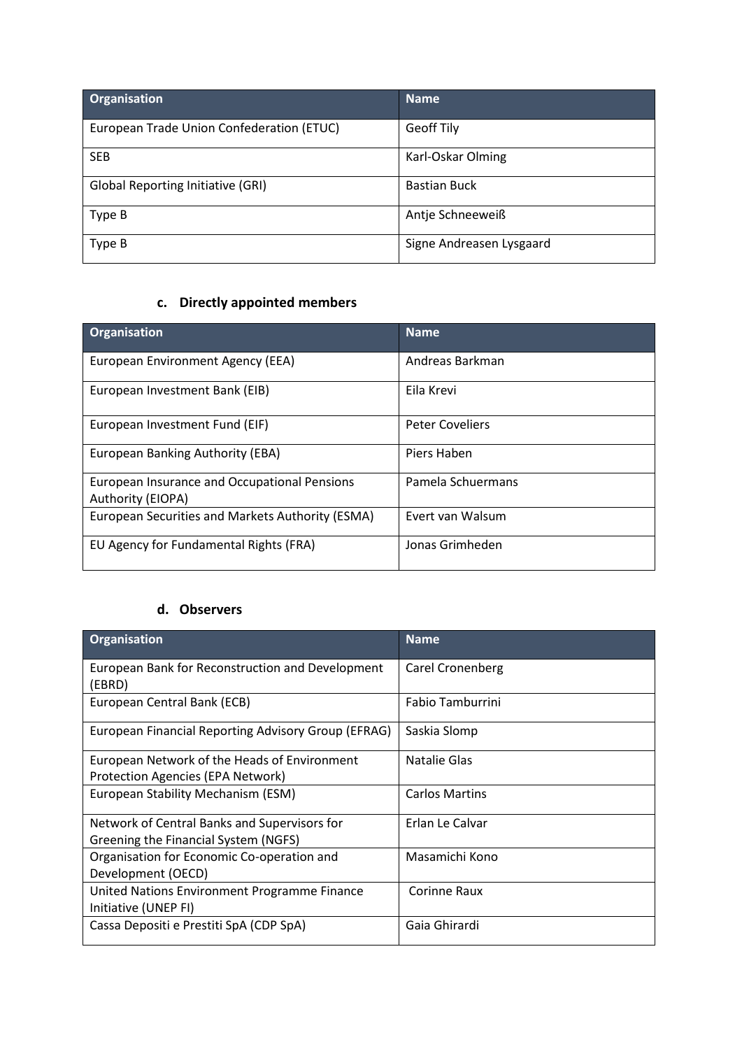| Organisation | Name |
| --- | --- |
| European Trade Union Confederation (ETUC) | Geoff Tily |
| SEB | Karl-Oskar Olming |
| Global Reporting Initiative (GRI) | Bastian Buck |
| Type B | Antje Schneeweiß |
| Type B | Signe Andreasen Lysgaard |

### c. Directly appointed members

| Organisation | Name |
| --- | --- |
| European Environment Agency (EEA) | Andreas Barkman |
| European Investment Bank (EIB) | Eila Krevi |
| European Investment Fund (EIF) | Peter Coveliers |
| European Banking Authority (EBA) | Piers Haben |
| European Insurance and Occupational Pensions Authority (EIOPA) | Pamela Schuermans |
| European Securities and Markets Authority (ESMA) | Evert van Walsum |
| EU Agency for Fundamental Rights (FRA) | Jonas Grimheden |

### d. Observers

| Organisation | Name |
| --- | --- |
| European Bank for Reconstruction and Development (EBRD) | Carel Cronenberg |
| European Central Bank (ECB) | Fabio Tamburrini |
| European Financial Reporting Advisory Group (EFRAG) | Saskia Slomp |
| European Network of the Heads of Environment Protection Agencies (EPA Network) | Natalie Glas |
| European Stability Mechanism (ESM) | Carlos Martins |
| Network of Central Banks and Supervisors for Greening the Financial System (NGFS) | Erlan Le Calvar |
| Organisation for Economic Co-operation and Development (OECD) | Masamichi Kono |
| United Nations Environment Programme Finance Initiative (UNEP FI) | Corinne Raux |
| Cassa Depositi e Prestiti SpA (CDP SpA) | Gaia Ghirardi |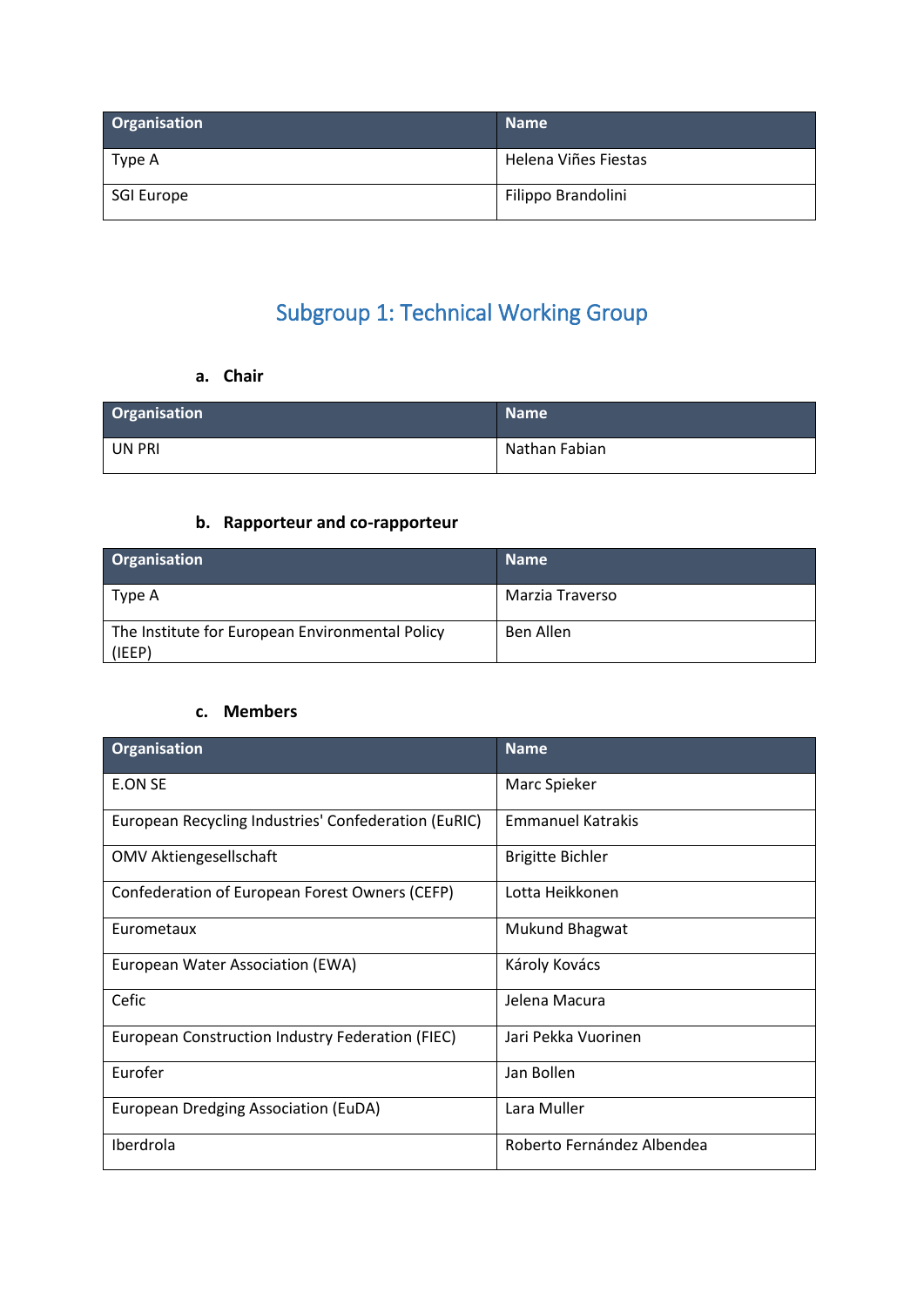| Organisation | Name |
|---|---|
| Type A | Helena Viñes Fiestas |
| SGI Europe | Filippo Brandolini |

## Subgroup 1: Technical Working Group

### a. Chair

| Organisation | Name |
|---|---|
| UN PRI | Nathan Fabian |

### b. Rapporteur and co-rapporteur

| Organisation | Name |
|---|---|
| Type A | Marzia Traverso |
| The Institute for European Environmental Policy (IEEP) | Ben Allen |

### c. Members

| Organisation | Name |
|---|---|
| E.ON SE | Marc Spieker |
| European Recycling Industries' Confederation (EuRIC) | Emmanuel Katrakis |
| OMV Aktiengesellschaft | Brigitte Bichler |
| Confederation of European Forest Owners (CEFP) | Lotta Heikkonen |
| Eurometaux | Mukund Bhagwat |
| European Water Association (EWA) | Károly Kovács |
| Cefic | Jelena Macura |
| European Construction Industry Federation (FIEC) | Jari Pekka Vuorinen |
| Eurofer | Jan Bollen |
| European Dredging Association (EuDA) | Lara Muller |
| Iberdrola | Roberto Fernández Albendea |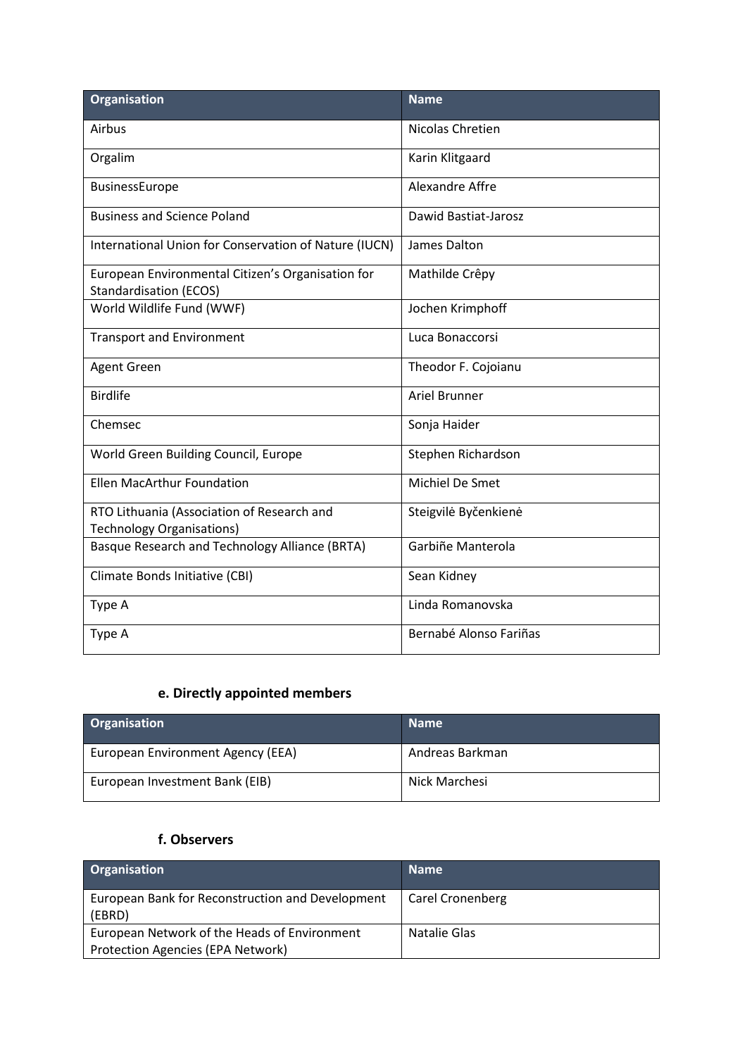| Organisation | Name |
|---|---|
| Airbus | Nicolas Chretien |
| Orgalim | Karin Klitgaard |
| BusinessEurope | Alexandre Affre |
| Business and Science Poland | Dawid Bastiat-Jarosz |
| International Union for Conservation of Nature (IUCN) | James Dalton |
| European Environmental Citizen's Organisation for Standardisation (ECOS) | Mathilde Crêpy |
| World Wildlife Fund (WWF) | Jochen Krimphoff |
| Transport and Environment | Luca Bonaccorsi |
| Agent Green | Theodor F. Cojoianu |
| Birdlife | Ariel Brunner |
| Chemsec | Sonja Haider |
| World Green Building Council, Europe | Stephen Richardson |
| Ellen MacArthur Foundation | Michiel De Smet |
| RTO Lithuania (Association of Research and Technology Organisations) | Steigvilė Byčenkienė |
| Basque Research and Technology Alliance (BRTA) | Garbiñe Manterola |
| Climate Bonds Initiative (CBI) | Sean Kidney |
| Type A | Linda Romanovska |
| Type A | Bernabé Alonso Fariñas |

### e. Directly appointed members

| Organisation | Name |
|---|---|
| European Environment Agency (EEA) | Andreas Barkman |
| European Investment Bank (EIB) | Nick Marchesi |

### f. Observers

| Organisation | Name |
|---|---|
| European Bank for Reconstruction and Development (EBRD) | Carel Cronenberg |
| European Network of the Heads of Environment Protection Agencies (EPA Network) | Natalie Glas |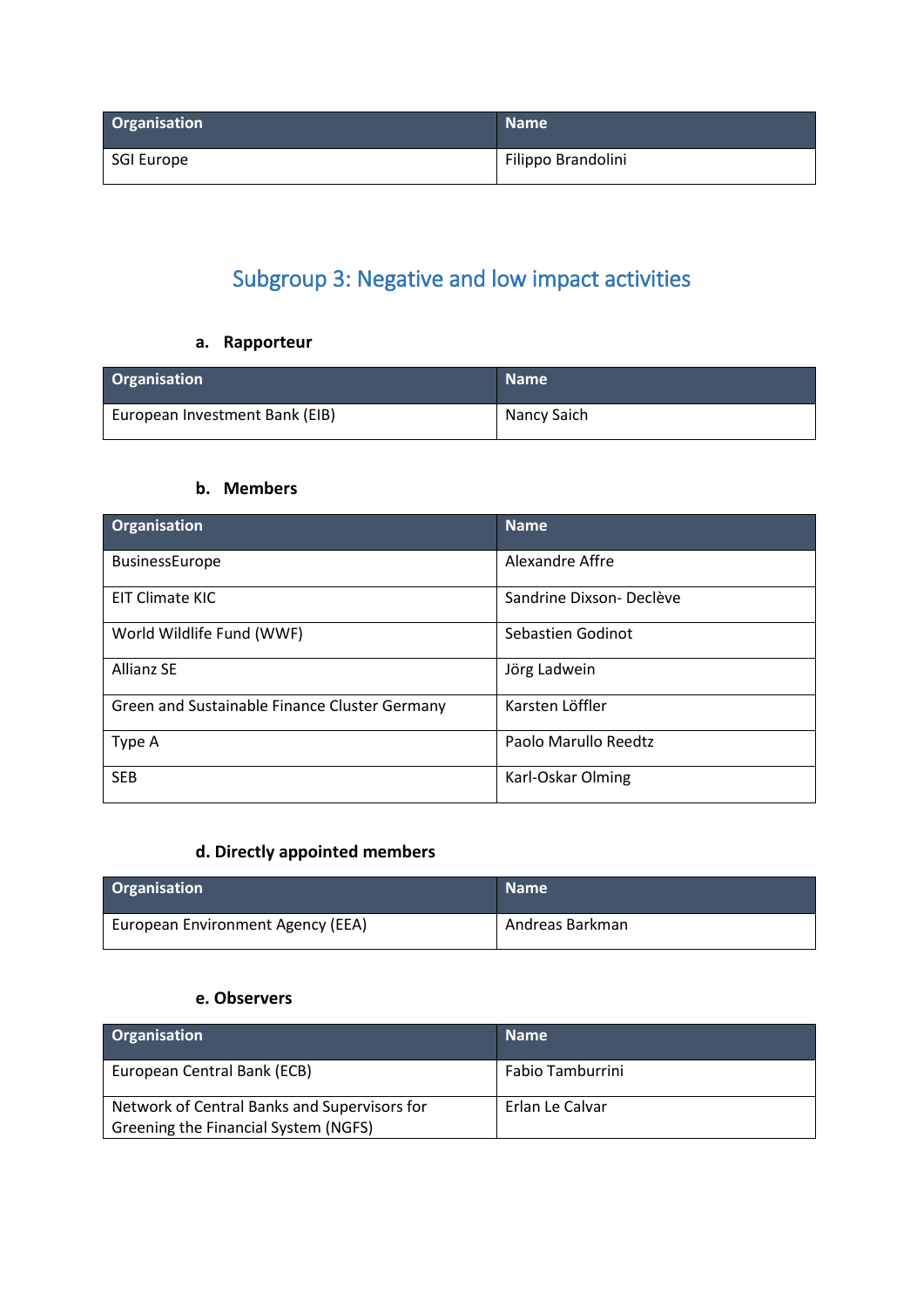| Organisation | Name |
|---|---|
| SGI Europe | Filippo Brandolini |

## Subgroup 3: Negative and low impact activities

### a. Rapporteur

| Organisation | Name |
|---|---|
| European Investment Bank (EIB) | Nancy Saich |

### b. Members

| Organisation | Name |
|---|---|
| BusinessEurope | Alexandre Affre |
| EIT Climate KIC | Sandrine Dixson- Declève |
| World Wildlife Fund (WWF) | Sebastien Godinot |
| Allianz SE | Jörg Ladwein |
| Green and Sustainable Finance Cluster Germany | Karsten Löffler |
| Type A | Paolo Marullo Reedtz |
| SEB | Karl-Oskar Olming |

### d. Directly appointed members

| Organisation | Name |
|---|---|
| European Environment Agency (EEA) | Andreas Barkman |

### e. Observers

| Organisation | Name |
|---|---|
| European Central Bank (ECB) | Fabio Tamburrini |
| Network of Central Banks and Supervisors for Greening the Financial System (NGFS) | Erlan Le Calvar |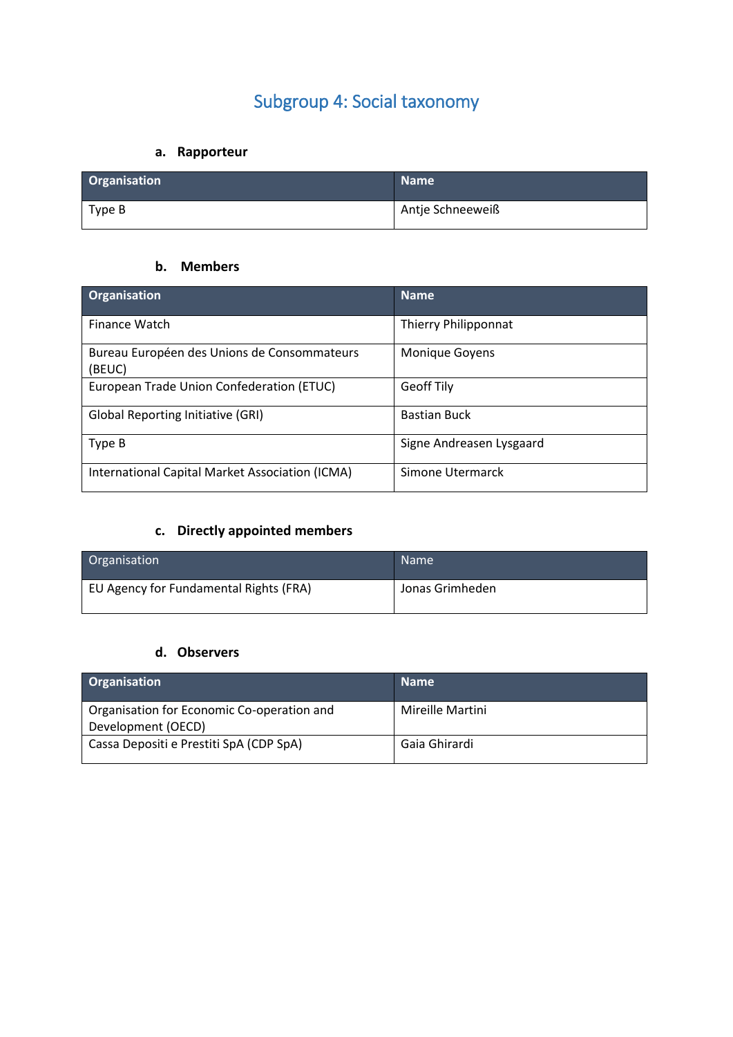# Subgroup 4: Social taxonomy

### a. Rapporteur

| Organisation | Name |
|---|---|
| Type B | Antje Schneeweiß |

### b. Members

| Organisation | Name |
|---|---|
| Finance Watch | Thierry Philipponnat |
| Bureau Européen des Unions de Consommateurs (BEUC) | Monique Goyens |
| European Trade Union Confederation (ETUC) | Geoff Tily |
| Global Reporting Initiative (GRI) | Bastian Buck |
| Type B | Signe Andreasen Lysgaard |
| International Capital Market Association (ICMA) | Simone Utermarck |

### c. Directly appointed members

| Organisation | Name |
|---|---|
| EU Agency for Fundamental Rights (FRA) | Jonas Grimheden |

### d. Observers

| Organisation | Name |
|---|---|
| Organisation for Economic Co-operation and Development (OECD) | Mireille Martini |
| Cassa Depositi e Prestiti SpA (CDP SpA) | Gaia Ghirardi |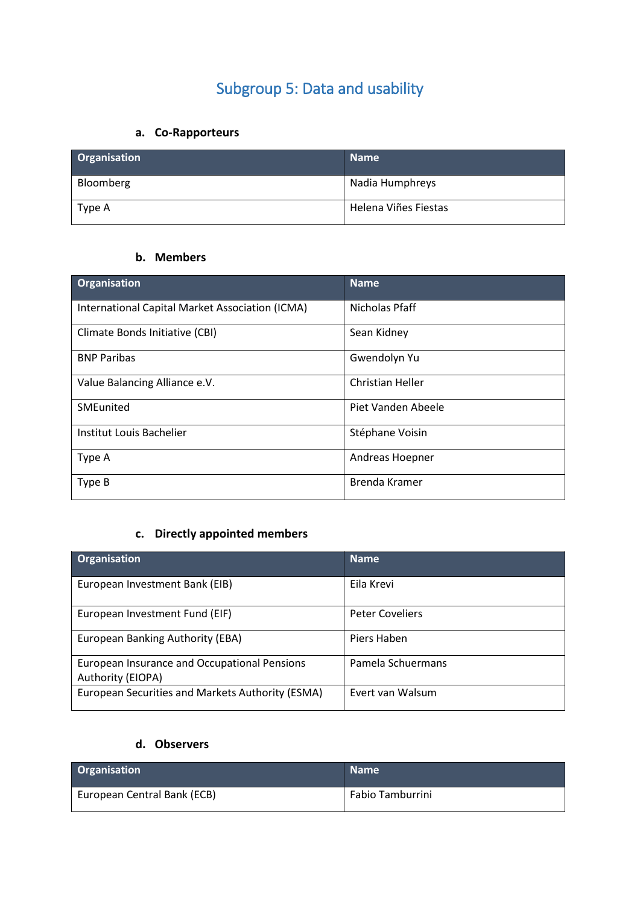# Subgroup 5: Data and usability

### a. Co-Rapporteurs

| Organisation | Name |
| --- | --- |
| Bloomberg | Nadia Humphreys |
| Type A | Helena Viñes Fiestas |

### b. Members

| Organisation | Name |
| --- | --- |
| International Capital Market Association (ICMA) | Nicholas Pfaff |
| Climate Bonds Initiative (CBI) | Sean Kidney |
| BNP Paribas | Gwendolyn Yu |
| Value Balancing Alliance e.V. | Christian Heller |
| SMEunited | Piet Vanden Abeele |
| Institut Louis Bachelier | Stéphane Voisin |
| Type A | Andreas Hoepner |
| Type B | Brenda Kramer |

### c. Directly appointed members

| Organisation | Name |
| --- | --- |
| European Investment Bank (EIB) | Eila Krevi |
| European Investment Fund (EIF) | Peter Coveliers |
| European Banking Authority (EBA) | Piers Haben |
| European Insurance and Occupational Pensions Authority (EIOPA) | Pamela Schuermans |
| European Securities and Markets Authority (ESMA) | Evert van Walsum |

### d. Observers

| Organisation | Name |
| --- | --- |
| European Central Bank (ECB) | Fabio Tamburrini |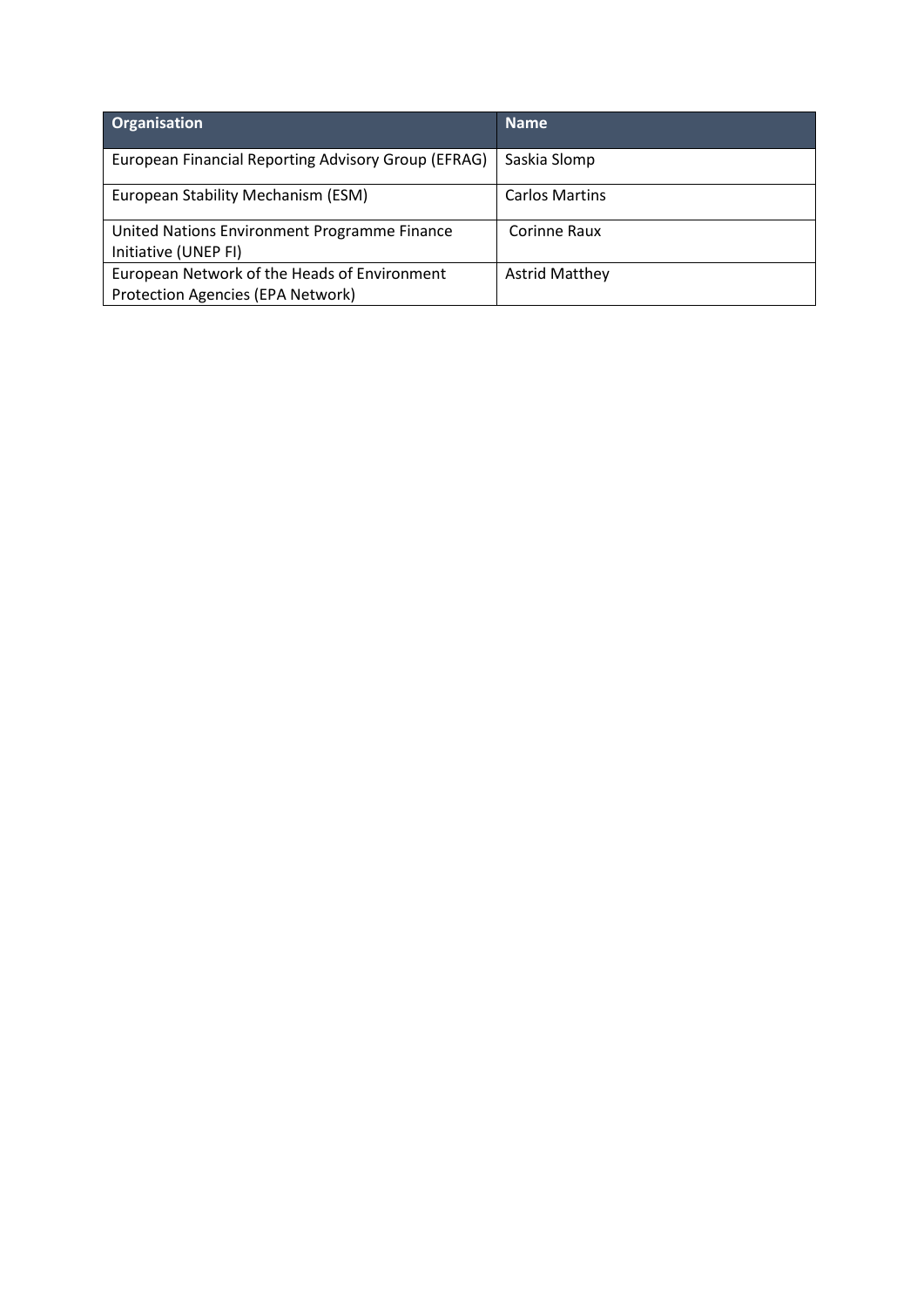| Organisation | Name |
|---|---|
| European Financial Reporting Advisory Group (EFRAG) | Saskia Slomp |
| European Stability Mechanism (ESM) | Carlos Martins |
| United Nations Environment Programme Finance Initiative (UNEP FI) | Corinne Raux |
| European Network of the Heads of Environment Protection Agencies (EPA Network) | Astrid Matthey |